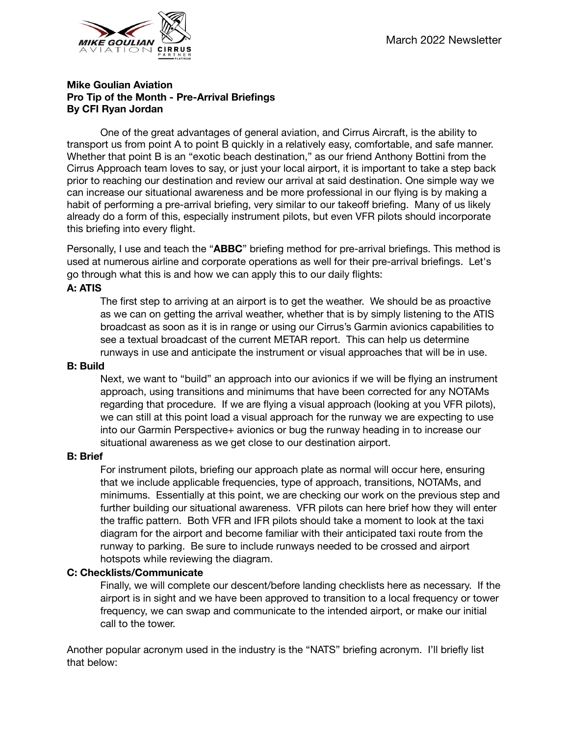March 2022 Newsletter

**Mike Goulian Aviation**
**Pro Tip of the Month - Pre-Arrival Briefings**
**By CFI Ryan Jordan**

One of the great advantages of general aviation, and Cirrus Aircraft, is the ability to transport us from point A to point B quickly in a relatively easy, comfortable, and safe manner. Whether that point B is an "exotic beach destination," as our friend Anthony Bottini from the Cirrus Approach team loves to say, or just your local airport, it is important to take a step back prior to reaching our destination and review our arrival at said destination. One simple way we can increase our situational awareness and be more professional in our flying is by making a habit of performing a pre-arrival briefing, very similar to our takeoff briefing. Many of us likely already do a form of this, especially instrument pilots, but even VFR pilots should incorporate this briefing into every flight.

Personally, I use and teach the "**ABBC**" briefing method for pre-arrival briefings. This method is used at numerous airline and corporate operations as well for their pre-arrival briefings. Let's go through what this is and how we can apply this to our daily flights:

**A: ATIS**

The first step to arriving at an airport is to get the weather. We should be as proactive as we can on getting the arrival weather, whether that is by simply listening to the ATIS broadcast as soon as it is in range or using our Cirrus's Garmin avionics capabilities to see a textual broadcast of the current METAR report. This can help us determine runways in use and anticipate the instrument or visual approaches that will be in use.

**B: Build**

Next, we want to "build" an approach into our avionics if we will be flying an instrument approach, using transitions and minimums that have been corrected for any NOTAMs regarding that procedure. If we are flying a visual approach (looking at you VFR pilots), we can still at this point load a visual approach for the runway we are expecting to use into our Garmin Perspective+ avionics or bug the runway heading in to increase our situational awareness as we get close to our destination airport.

**B: Brief**

For instrument pilots, briefing our approach plate as normal will occur here, ensuring that we include applicable frequencies, type of approach, transitions, NOTAMs, and minimums. Essentially at this point, we are checking our work on the previous step and further building our situational awareness. VFR pilots can here brief how they will enter the traffic pattern. Both VFR and IFR pilots should take a moment to look at the taxi diagram for the airport and become familiar with their anticipated taxi route from the runway to parking. Be sure to include runways needed to be crossed and airport hotspots while reviewing the diagram.

**C: Checklists/Communicate**

Finally, we will complete our descent/before landing checklists here as necessary. If the airport is in sight and we have been approved to transition to a local frequency or tower frequency, we can swap and communicate to the intended airport, or make our initial call to the tower.

Another popular acronym used in the industry is the "NATS" briefing acronym. I'll briefly list that below: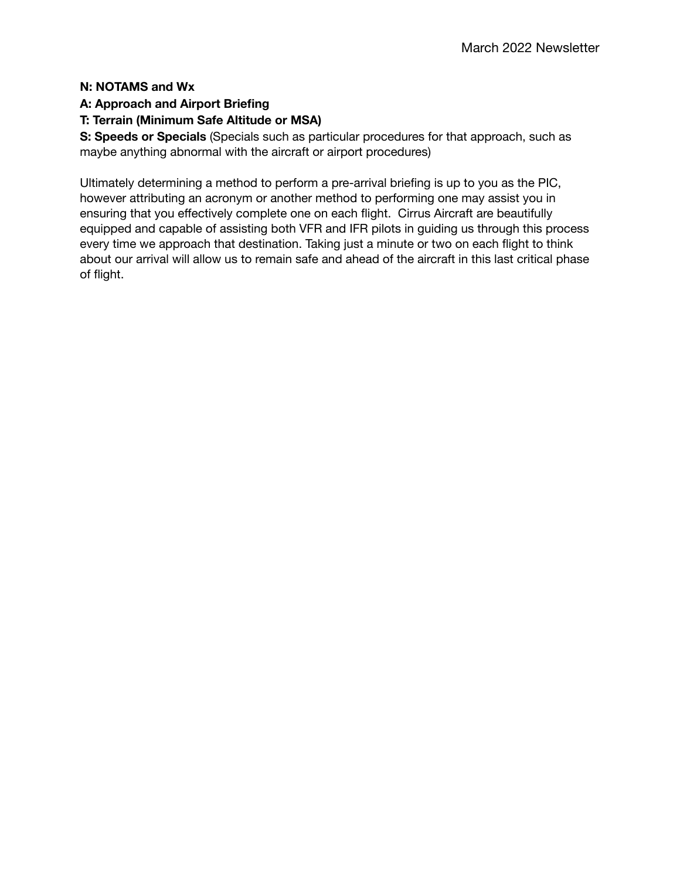**N: NOTAMS and Wx**
**A: Approach and Airport Briefing**
**T: Terrain (Minimum Safe Altitude or MSA)**
**S: Speeds or Specials** (Specials such as particular procedures for that approach, such as maybe anything abnormal with the aircraft or airport procedures)

Ultimately determining a method to perform a pre-arrival briefing is up to you as the PIC, however attributing an acronym or another method to performing one may assist you in ensuring that you effectively complete one on each flight. Cirrus Aircraft are beautifully equipped and capable of assisting both VFR and IFR pilots in guiding us through this process every time we approach that destination. Taking just a minute or two on each flight to think about our arrival will allow us to remain safe and ahead of the aircraft in this last critical phase of flight.